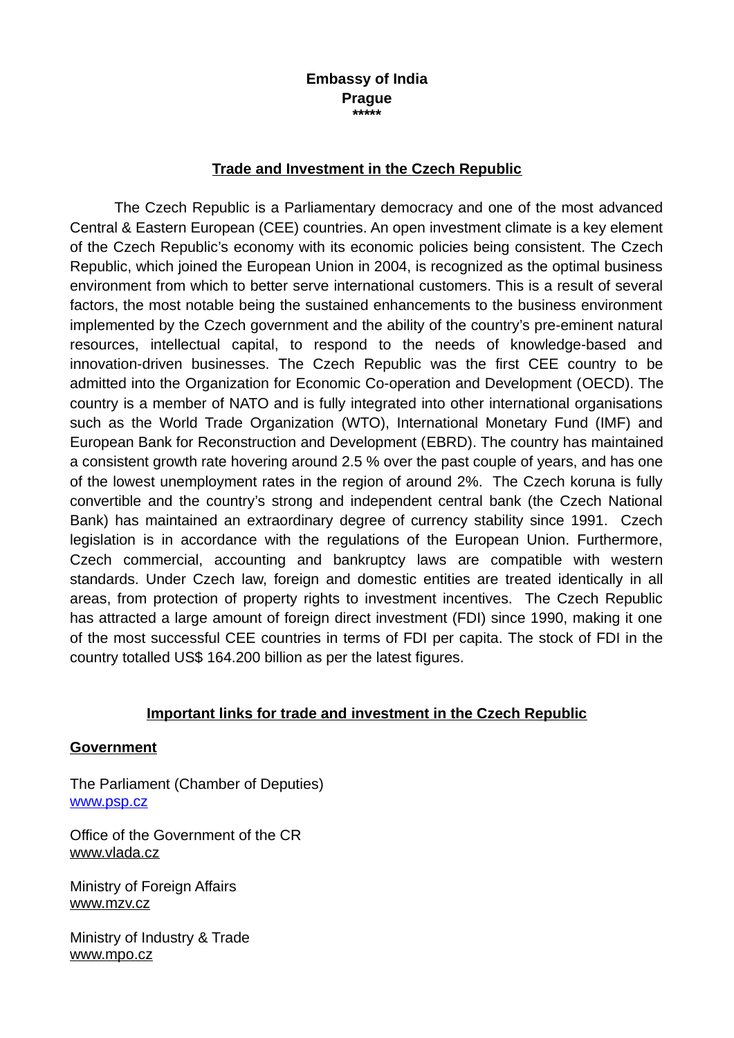**Embassy of India**
**Prague**
**\*\*\*\*\***

## Trade and Investment in the Czech Republic

The Czech Republic is a Parliamentary democracy and one of the most advanced Central & Eastern European (CEE) countries. An open investment climate is a key element of the Czech Republic's economy with its economic policies being consistent. The Czech Republic, which joined the European Union in 2004, is recognized as the optimal business environment from which to better serve international customers. This is a result of several factors, the most notable being the sustained enhancements to the business environment implemented by the Czech government and the ability of the country's pre-eminent natural resources, intellectual capital, to respond to the needs of knowledge-based and innovation-driven businesses. The Czech Republic was the first CEE country to be admitted into the Organization for Economic Co-operation and Development (OECD). The country is a member of NATO and is fully integrated into other international organisations such as the World Trade Organization (WTO), International Monetary Fund (IMF) and European Bank for Reconstruction and Development (EBRD). The country has maintained a consistent growth rate hovering around 2.5 % over the past couple of years, and has one of the lowest unemployment rates in the region of around 2%. The Czech koruna is fully convertible and the country's strong and independent central bank (the Czech National Bank) has maintained an extraordinary degree of currency stability since 1991. Czech legislation is in accordance with the regulations of the European Union. Furthermore, Czech commercial, accounting and bankruptcy laws are compatible with western standards. Under Czech law, foreign and domestic entities are treated identically in all areas, from protection of property rights to investment incentives. The Czech Republic has attracted a large amount of foreign direct investment (FDI) since 1990, making it one of the most successful CEE countries in terms of FDI per capita. The stock of FDI in the country totalled US$ 164.200 billion as per the latest figures.

## Important links for trade and investment in the Czech Republic

### Government

The Parliament (Chamber of Deputies)
www.psp.cz

Office of the Government of the CR
www.vlada.cz

Ministry of Foreign Affairs
www.mzv.cz

Ministry of Industry & Trade
www.mpo.cz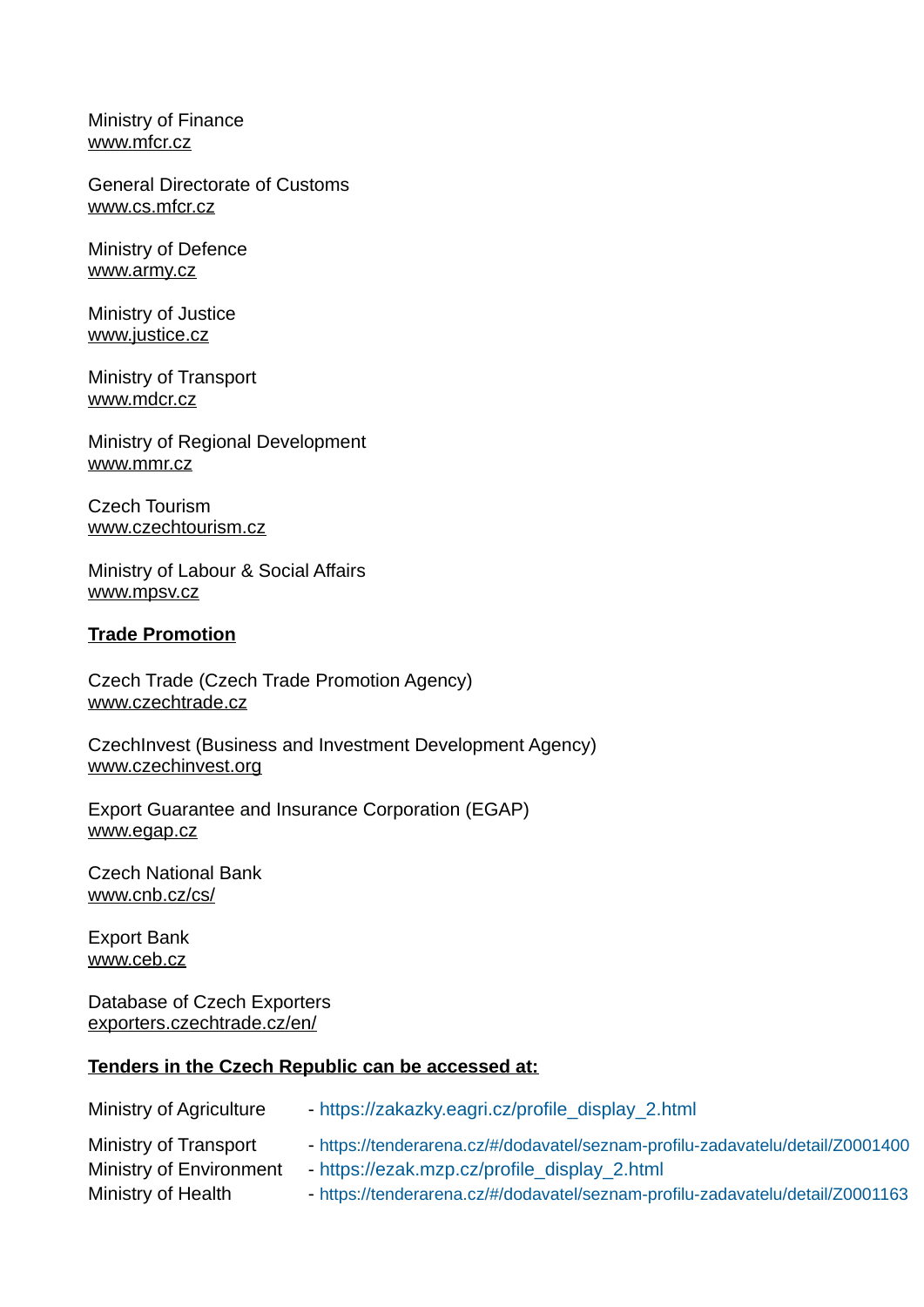Ministry of Finance
www.mfcr.cz

General Directorate of Customs
www.cs.mfcr.cz

Ministry of Defence
www.army.cz

Ministry of Justice
www.justice.cz

Ministry of Transport
www.mdcr.cz

Ministry of Regional Development
www.mmr.cz

Czech Tourism
www.czechtourism.cz

Ministry of Labour & Social Affairs
www.mpsv.cz

**Trade Promotion**

Czech Trade (Czech Trade Promotion Agency)
www.czechtrade.cz

CzechInvest (Business and Investment Development Agency)
www.czechinvest.org

Export Guarantee and Insurance Corporation (EGAP)
www.egap.cz

Czech National Bank
www.cnb.cz/cs/

Export Bank
www.ceb.cz

Database of Czech Exporters
exporters.czechtrade.cz/en/

**Tenders in the Czech Republic can be accessed at:**

Ministry of Agriculture - https://zakazky.eagri.cz/profile_display_2.html

Ministry of Transport - https://tenderarena.cz/#/dodavatel/seznam-profilu-zadavatelu/detail/Z0001400
Ministry of Environment - https://ezak.mzp.cz/profile_display_2.html
Ministry of Health - https://tenderarena.cz/#/dodavatel/seznam-profilu-zadavatelu/detail/Z0001163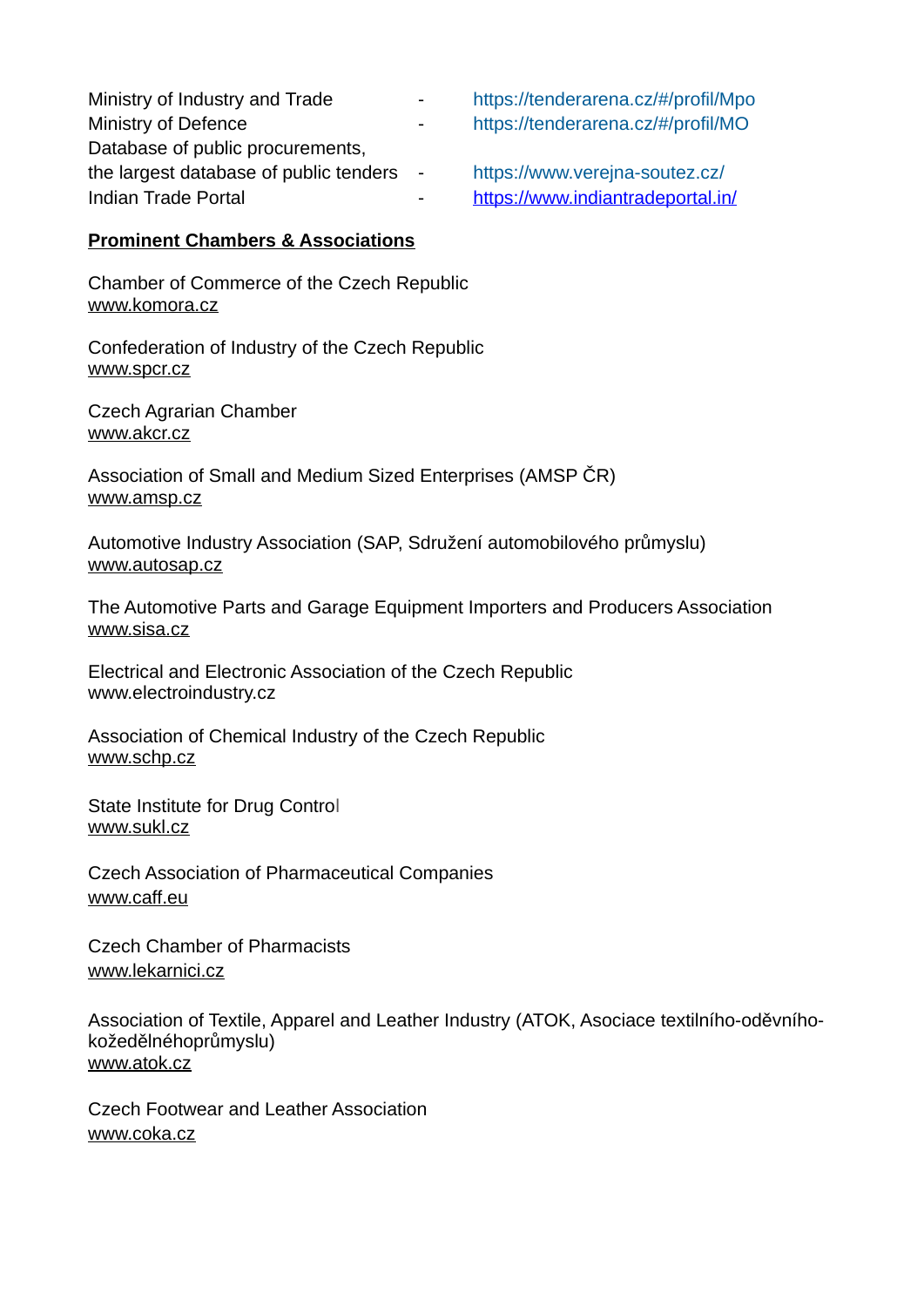| | | |
|---|---|---|
| Ministry of Industry and Trade | - | https://tenderarena.cz/#/profil/Mpo |
| Ministry of Defence | - | https://tenderarena.cz/#/profil/MO |
| Database of public procurements, the largest database of public tenders | - | https://www.verejna-soutez.cz/ |
| Indian Trade Portal | - | https://www.indiantradeportal.in/ |

**Prominent Chambers & Associations**

Chamber of Commerce of the Czech Republic
www.komora.cz

Confederation of Industry of the Czech Republic
www.spcr.cz

Czech Agrarian Chamber
www.akcr.cz

Association of Small and Medium Sized Enterprises (AMSP ČR)
www.amsp.cz

Automotive Industry Association (SAP, Sdružení automobilového průmyslu)
www.autosap.cz

The Automotive Parts and Garage Equipment Importers and Producers Association
www.sisa.cz

Electrical and Electronic Association of the Czech Republic
www.electroindustry.cz

Association of Chemical Industry of the Czech Republic
www.schp.cz

State Institute for Drug Control
www.sukl.cz

Czech Association of Pharmaceutical Companies
www.caff.eu

Czech Chamber of Pharmacists
www.lekarnici.cz

Association of Textile, Apparel and Leather Industry (ATOK, Asociace textilního-oděvního-kožedělnéhoprůmyslu)
www.atok.cz

Czech Footwear and Leather Association
www.coka.cz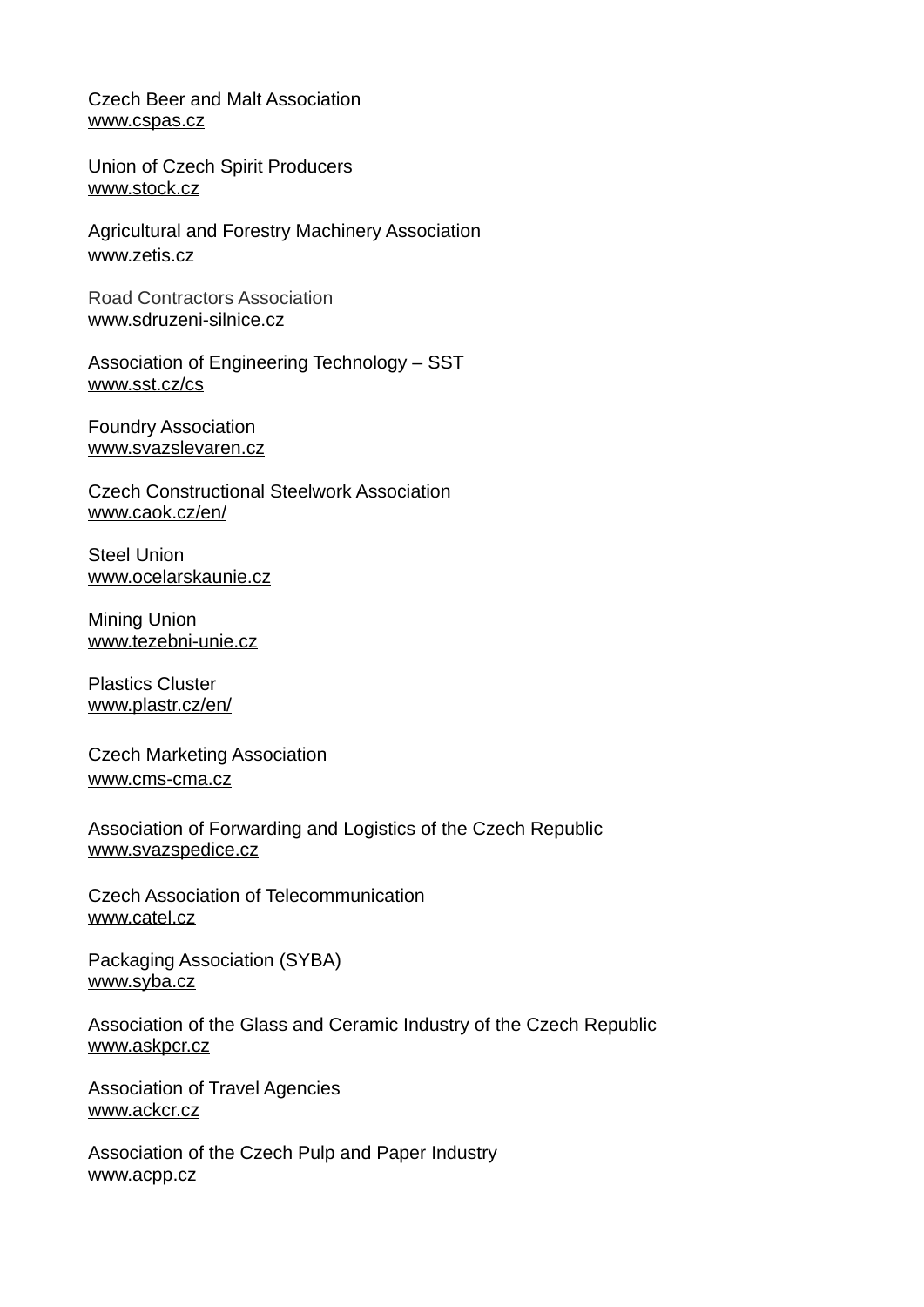Czech Beer and Malt Association
www.cspas.cz

Union of Czech Spirit Producers
www.stock.cz

Agricultural and Forestry Machinery Association
www.zetis.cz

Road Contractors Association
www.sdruzeni-silnice.cz

Association of Engineering Technology – SST
www.sst.cz/cs

Foundry Association
www.svazslevaren.cz

Czech Constructional Steelwork Association
www.caok.cz/en/

Steel Union
www.ocelarskaunie.cz

Mining Union
www.tezebni-unie.cz

Plastics Cluster
www.plastr.cz/en/

Czech Marketing Association
www.cms-cma.cz

Association of Forwarding and Logistics of the Czech Republic
www.svazspedice.cz

Czech Association of Telecommunication
www.catel.cz

Packaging Association (SYBA)
www.syba.cz

Association of the Glass and Ceramic Industry of the Czech Republic
www.askpcr.cz

Association of Travel Agencies
www.ackcr.cz

Association of the Czech Pulp and Paper Industry
www.acpp.cz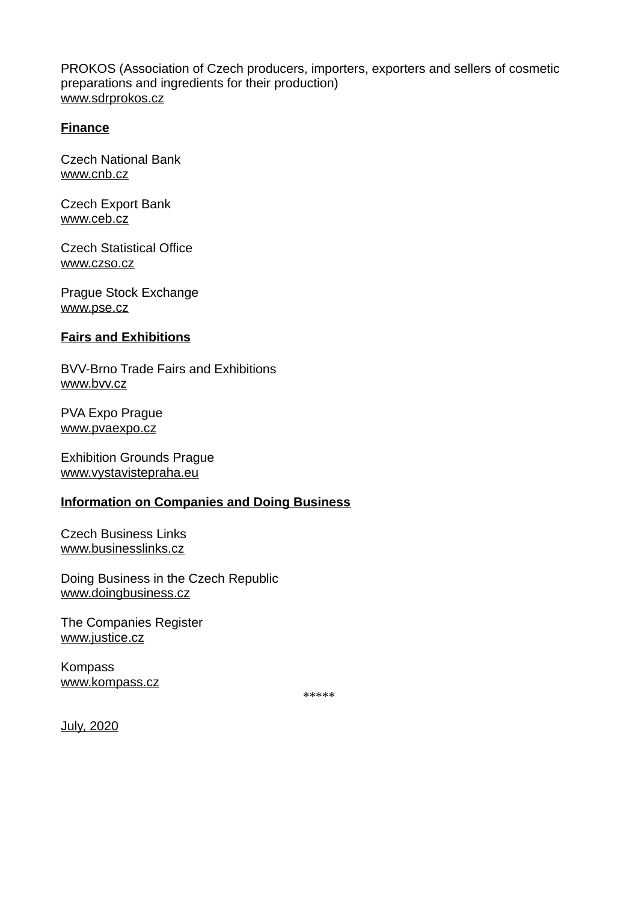PROKOS (Association of Czech producers, importers, exporters and sellers of cosmetic preparations and ingredients for their production)
www.sdrprokos.cz

**Finance**

Czech National Bank
www.cnb.cz

Czech Export Bank
www.ceb.cz

Czech Statistical Office
www.czso.cz

Prague Stock Exchange
www.pse.cz

**Fairs and Exhibitions**

BVV-Brno Trade Fairs and Exhibitions
www.bvv.cz

PVA Expo Prague
www.pvaexpo.cz

Exhibition Grounds Prague
www.vystavistepraha.eu

**Information on Companies and Doing Business**

Czech Business Links
www.businesslinks.cz

Doing Business in the Czech Republic
www.doingbusiness.cz

The Companies Register
www.justice.cz

Kompass
www.kompass.cz

*****

July, 2020